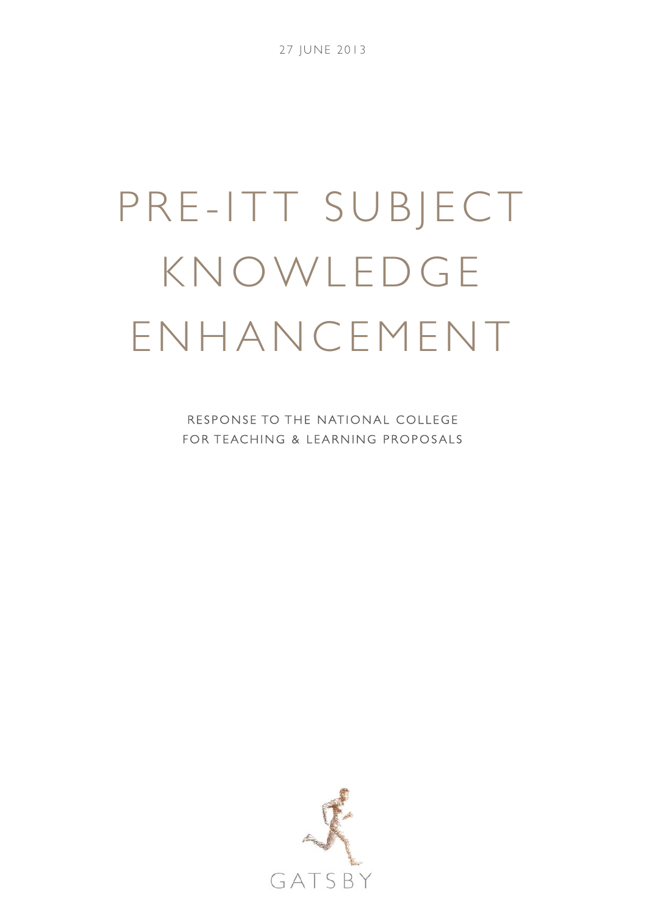27 JUNE 2013

# PRE-ITT SUBJECT KNOWLEDGE ENHANCEMENT

RESPONSE TO THE NATIONAL COLLEGE FOR TEACHING & LEARNING PROPOSALS

GATSBY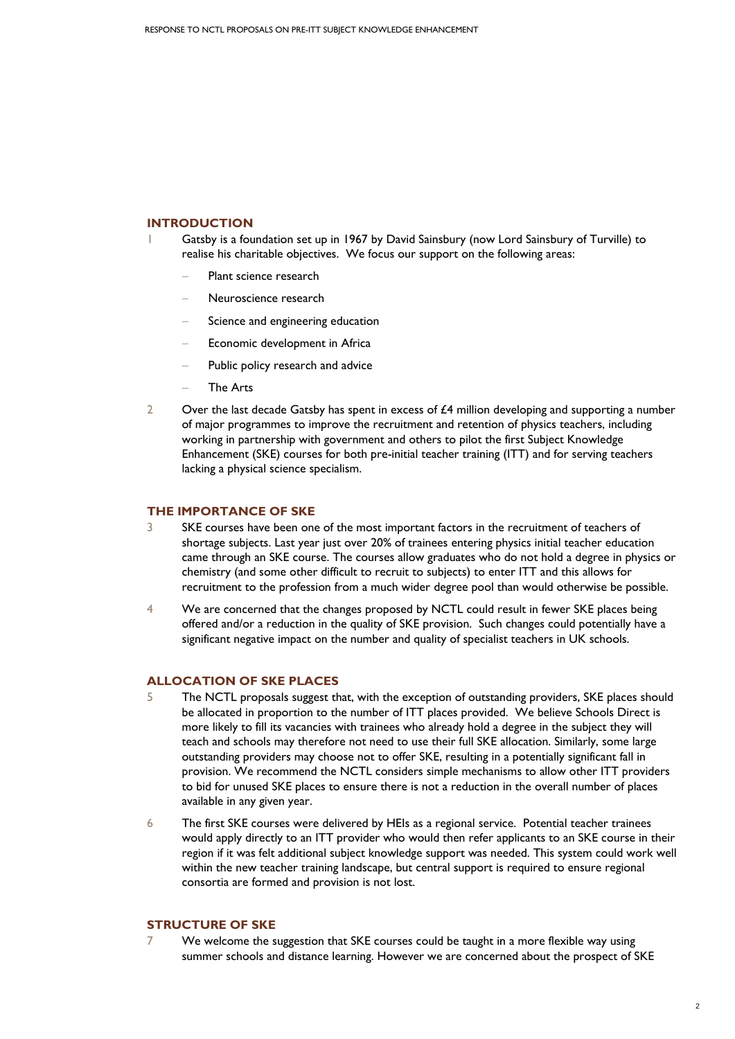## INTRODUCTION

1 Gatsby is a foundation set up in 1967 by David Sainsbury (now Lord Sainsbury of Turville) to realise his charitable objectives. We focus our support on the following areas:

- Plant science research
- Neuroscience research
- Science and engineering education
- Economic development in Africa
- Public policy research and advice
- The Arts

2 Over the last decade Gatsby has spent in excess of £4 million developing and supporting a number of major programmes to improve the recruitment and retention of physics teachers, including working in partnership with government and others to pilot the first Subject Knowledge Enhancement (SKE) courses for both pre-initial teacher training (ITT) and for serving teachers lacking a physical science specialism.

## THE IMPORTANCE OF SKE

3 SKE courses have been one of the most important factors in the recruitment of teachers of shortage subjects. Last year just over 20% of trainees entering physics initial teacher education came through an SKE course. The courses allow graduates who do not hold a degree in physics or chemistry (and some other difficult to recruit to subjects) to enter ITT and this allows for recruitment to the profession from a much wider degree pool than would otherwise be possible.

4 We are concerned that the changes proposed by NCTL could result in fewer SKE places being offered and/or a reduction in the quality of SKE provision. Such changes could potentially have a significant negative impact on the number and quality of specialist teachers in UK schools.

## ALLOCATION OF SKE PLACES

5 The NCTL proposals suggest that, with the exception of outstanding providers, SKE places should be allocated in proportion to the number of ITT places provided. We believe Schools Direct is more likely to fill its vacancies with trainees who already hold a degree in the subject they will teach and schools may therefore not need to use their full SKE allocation. Similarly, some large outstanding providers may choose not to offer SKE, resulting in a potentially significant fall in provision. We recommend the NCTL considers simple mechanisms to allow other ITT providers to bid for unused SKE places to ensure there is not a reduction in the overall number of places available in any given year.

6 The first SKE courses were delivered by HEIs as a regional service. Potential teacher trainees would apply directly to an ITT provider who would then refer applicants to an SKE course in their region if it was felt additional subject knowledge support was needed. This system could work well within the new teacher training landscape, but central support is required to ensure regional consortia are formed and provision is not lost.

## STRUCTURE OF SKE

7 We welcome the suggestion that SKE courses could be taught in a more flexible way using summer schools and distance learning. However we are concerned about the prospect of SKE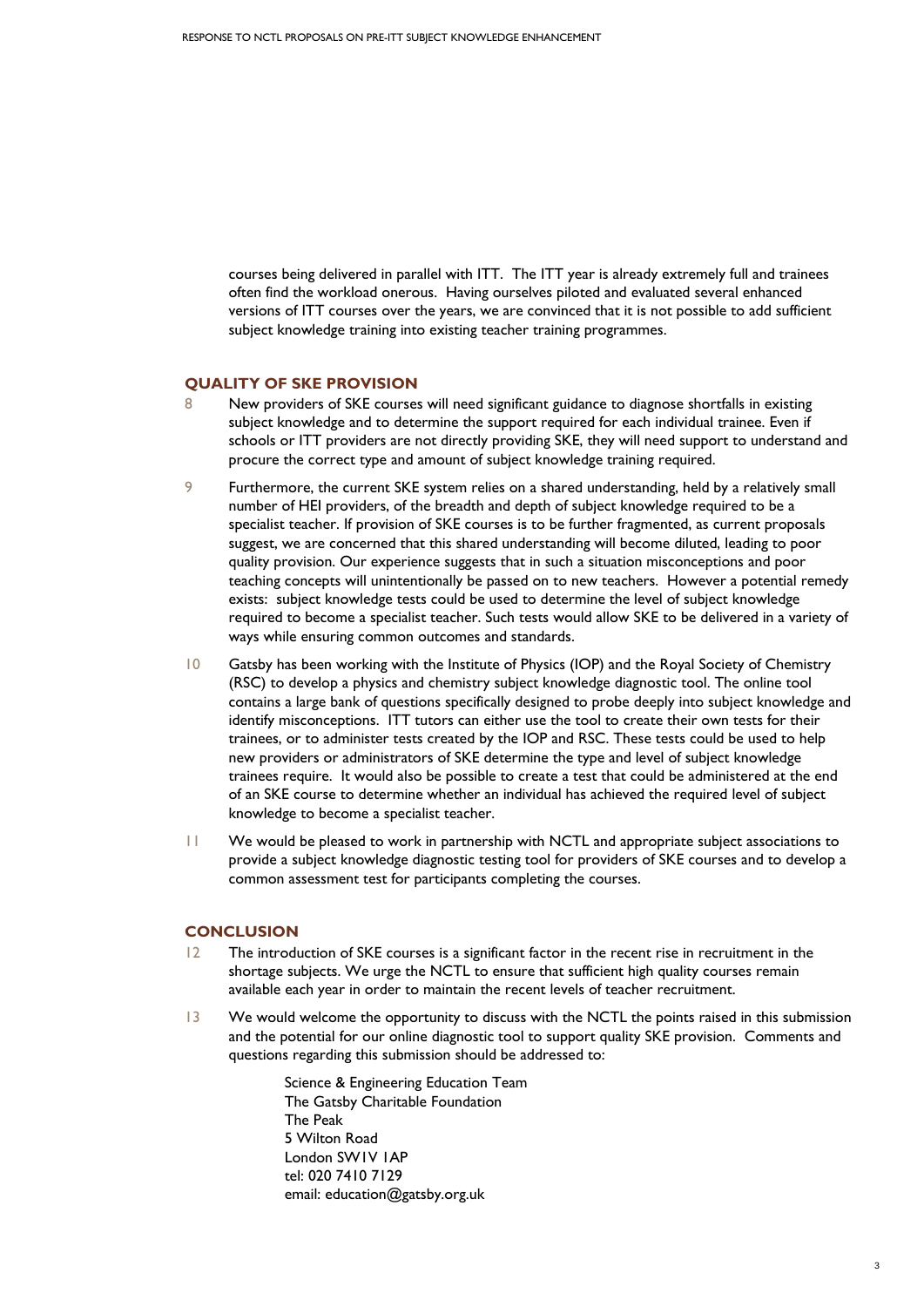courses being delivered in parallel with ITT. The ITT year is already extremely full and trainees often find the workload onerous. Having ourselves piloted and evaluated several enhanced versions of ITT courses over the years, we are convinced that it is not possible to add sufficient subject knowledge training into existing teacher training programmes.

## QUALITY OF SKE PROVISION

8 New providers of SKE courses will need significant guidance to diagnose shortfalls in existing subject knowledge and to determine the support required for each individual trainee. Even if schools or ITT providers are not directly providing SKE, they will need support to understand and procure the correct type and amount of subject knowledge training required.

9 Furthermore, the current SKE system relies on a shared understanding, held by a relatively small number of HEI providers, of the breadth and depth of subject knowledge required to be a specialist teacher. If provision of SKE courses is to be further fragmented, as current proposals suggest, we are concerned that this shared understanding will become diluted, leading to poor quality provision. Our experience suggests that in such a situation misconceptions and poor teaching concepts will unintentionally be passed on to new teachers. However a potential remedy exists: subject knowledge tests could be used to determine the level of subject knowledge required to become a specialist teacher. Such tests would allow SKE to be delivered in a variety of ways while ensuring common outcomes and standards.

10 Gatsby has been working with the Institute of Physics (IOP) and the Royal Society of Chemistry (RSC) to develop a physics and chemistry subject knowledge diagnostic tool. The online tool contains a large bank of questions specifically designed to probe deeply into subject knowledge and identify misconceptions. ITT tutors can either use the tool to create their own tests for their trainees, or to administer tests created by the IOP and RSC. These tests could be used to help new providers or administrators of SKE determine the type and level of subject knowledge trainees require. It would also be possible to create a test that could be administered at the end of an SKE course to determine whether an individual has achieved the required level of subject knowledge to become a specialist teacher.

11 We would be pleased to work in partnership with NCTL and appropriate subject associations to provide a subject knowledge diagnostic testing tool for providers of SKE courses and to develop a common assessment test for participants completing the courses.

## CONCLUSION

12 The introduction of SKE courses is a significant factor in the recent rise in recruitment in the shortage subjects. We urge the NCTL to ensure that sufficient high quality courses remain available each year in order to maintain the recent levels of teacher recruitment.

13 We would welcome the opportunity to discuss with the NCTL the points raised in this submission and the potential for our online diagnostic tool to support quality SKE provision. Comments and questions regarding this submission should be addressed to:

Science & Engineering Education Team
The Gatsby Charitable Foundation
The Peak
5 Wilton Road
London SW1V 1AP
tel: 020 7410 7129
email: education@gatsby.org.uk